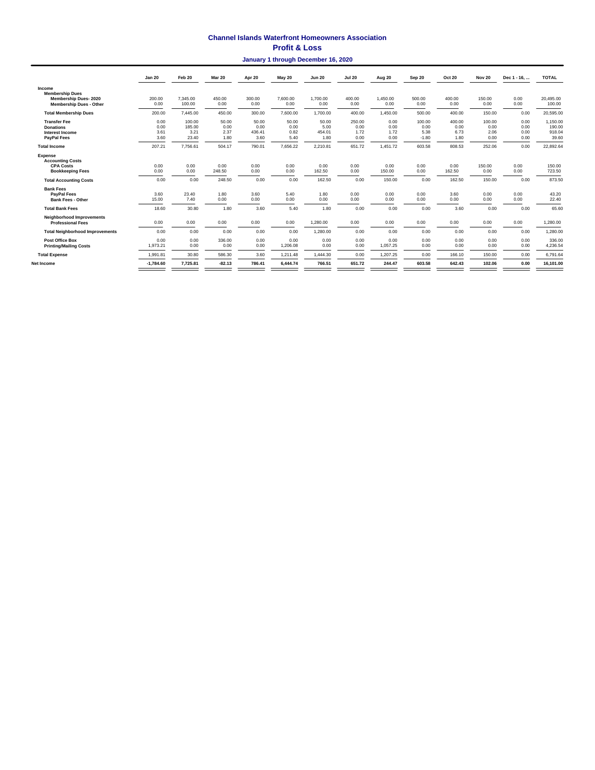# Channel Islands Waterfront Homeowners Association

## Profit & Loss

### January 1 through December 16, 2020

| | Jan 20 | Feb 20 | Mar 20 | Apr 20 | May 20 | Jun 20 | Jul 20 | Aug 20 | Sep 20 | Oct 20 | Nov 20 | Dec 1 - 16, ... | TOTAL |
|---|---|---|---|---|---|---|---|---|---|---|---|---|---|
| **Income** | | | | | | | | | | | | | |
| **Membership Dues** | | | | | | | | | | | | | |
| **Membership Dues- 2020** | 200.00 | 7,345.00 | 450.00 | 300.00 | 7,600.00 | 1,700.00 | 400.00 | 1,450.00 | 500.00 | 400.00 | 150.00 | 0.00 | 20,495.00 |
| **Membership Dues - Other** | 0.00 | 100.00 | 0.00 | 0.00 | 0.00 | 0.00 | 0.00 | 0.00 | 0.00 | 0.00 | 0.00 | 0.00 | 100.00 |
| **Total Membership Dues** | 200.00 | 7,445.00 | 450.00 | 300.00 | 7,600.00 | 1,700.00 | 400.00 | 1,450.00 | 500.00 | 400.00 | 150.00 | 0.00 | 20,595.00 |
| **Transfer Fee** | 0.00 | 100.00 | 50.00 | 50.00 | 50.00 | 50.00 | 250.00 | 0.00 | 100.00 | 400.00 | 100.00 | 0.00 | 1,150.00 |
| **Donations** | 0.00 | 185.00 | 0.00 | 0.00 | 0.00 | 5.00 | 0.00 | 0.00 | 0.00 | 0.00 | 0.00 | 0.00 | 190.00 |
| **Interest Income** | 3.61 | 3.21 | 2.37 | 436.41 | 0.82 | 454.01 | 1.72 | 1.72 | 5.38 | 6.73 | 2.06 | 0.00 | 918.04 |
| **PayPal Fees** | 3.60 | 23.40 | 1.80 | 3.60 | 5.40 | 1.80 | 0.00 | 0.00 | -1.80 | 1.80 | 0.00 | 0.00 | 39.60 |
| **Total Income** | 207.21 | 7,756.61 | 504.17 | 790.01 | 7,656.22 | 2,210.81 | 651.72 | 1,451.72 | 603.58 | 808.53 | 252.06 | 0.00 | 22,892.64 |
| **Expense** | | | | | | | | | | | | | |
| **Accounting Costs** | | | | | | | | | | | | | |
| **CPA Costs** | 0.00 | 0.00 | 0.00 | 0.00 | 0.00 | 0.00 | 0.00 | 0.00 | 0.00 | 0.00 | 150.00 | 0.00 | 150.00 |
| **Bookkeeping Fees** | 0.00 | 0.00 | 248.50 | 0.00 | 0.00 | 162.50 | 0.00 | 150.00 | 0.00 | 162.50 | 0.00 | 0.00 | 723.50 |
| **Total Accounting Costs** | 0.00 | 0.00 | 248.50 | 0.00 | 0.00 | 162.50 | 0.00 | 150.00 | 0.00 | 162.50 | 150.00 | 0.00 | 873.50 |
| **Bank Fees** | | | | | | | | | | | | | |
| **PayPal Fees** | 3.60 | 23.40 | 1.80 | 3.60 | 5.40 | 1.80 | 0.00 | 0.00 | 0.00 | 3.60 | 0.00 | 0.00 | 43.20 |
| **Bank Fees - Other** | 15.00 | 7.40 | 0.00 | 0.00 | 0.00 | 0.00 | 0.00 | 0.00 | 0.00 | 0.00 | 0.00 | 0.00 | 22.40 |
| **Total Bank Fees** | 18.60 | 30.80 | 1.80 | 3.60 | 5.40 | 1.80 | 0.00 | 0.00 | 0.00 | 3.60 | 0.00 | 0.00 | 65.60 |
| **Neighborhood Improvements** | | | | | | | | | | | | | |
| **Professional Fees** | 0.00 | 0.00 | 0.00 | 0.00 | 0.00 | 1,280.00 | 0.00 | 0.00 | 0.00 | 0.00 | 0.00 | 0.00 | 1,280.00 |
| **Total Neighborhood Improvements** | 0.00 | 0.00 | 0.00 | 0.00 | 0.00 | 1,280.00 | 0.00 | 0.00 | 0.00 | 0.00 | 0.00 | 0.00 | 1,280.00 |
| **Post Office Box** | 0.00 | 0.00 | 336.00 | 0.00 | 0.00 | 0.00 | 0.00 | 0.00 | 0.00 | 0.00 | 0.00 | 0.00 | 336.00 |
| **Printing/Mailing Costs** | 1,973.21 | 0.00 | 0.00 | 0.00 | 1,206.08 | 0.00 | 0.00 | 1,057.25 | 0.00 | 0.00 | 0.00 | 0.00 | 4,236.54 |
| **Total Expense** | 1,991.81 | 30.80 | 586.30 | 3.60 | 1,211.48 | 1,444.30 | 0.00 | 1,207.25 | 0.00 | 166.10 | 150.00 | 0.00 | 6,791.64 |
| **Net Income** | **-1,784.60** | **7,725.81** | **-82.13** | **786.41** | **6,444.74** | **766.51** | **651.72** | **244.47** | **603.58** | **642.43** | **102.06** | **0.00** | **16,101.00** |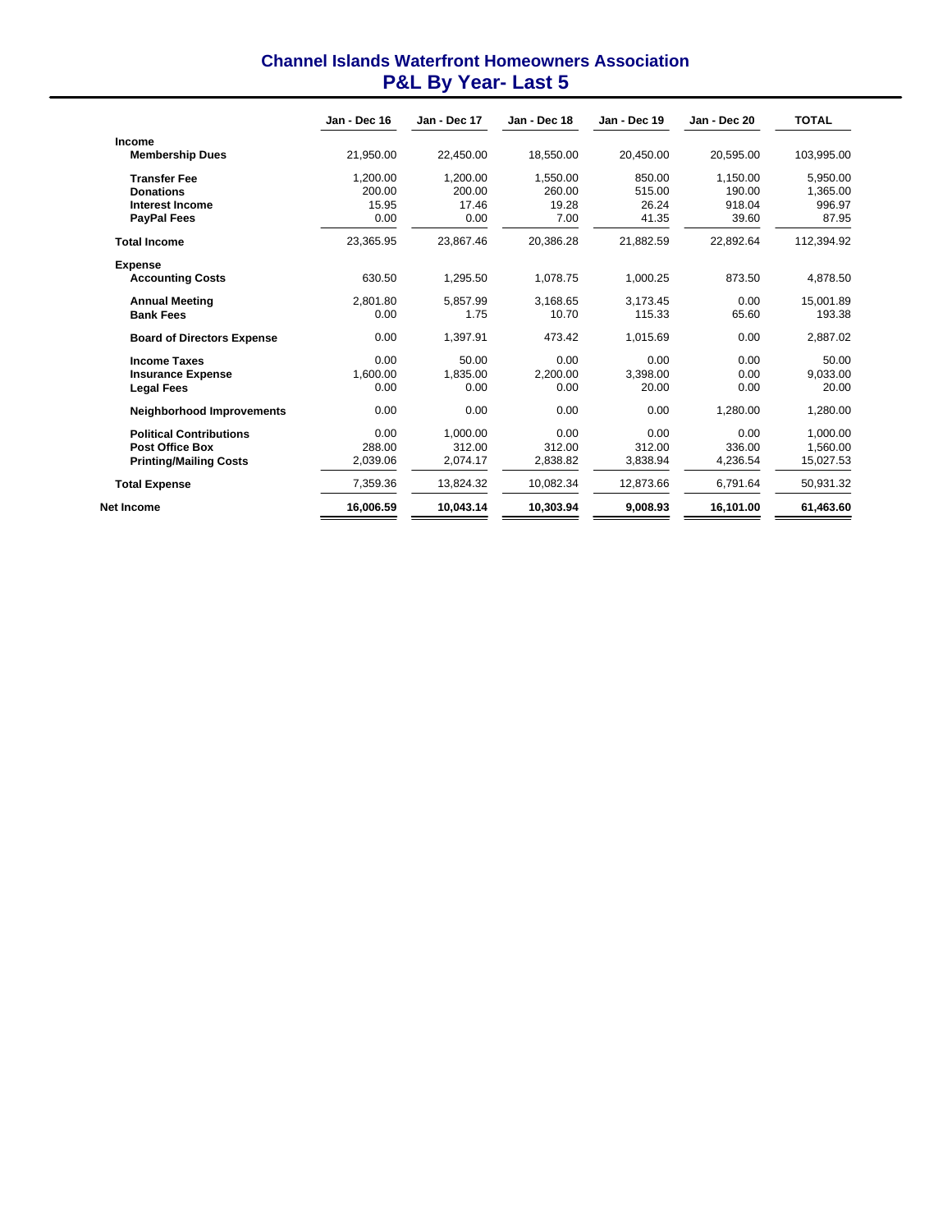# Channel Islands Waterfront Homeowners Association
## P&L By Year- Last 5

| | Jan - Dec 16 | Jan - Dec 17 | Jan - Dec 18 | Jan - Dec 19 | Jan - Dec 20 | TOTAL |
|---|---|---|---|---|---|---|
| **Income** | | | | | | |
| **Membership Dues** | 21,950.00 | 22,450.00 | 18,550.00 | 20,450.00 | 20,595.00 | 103,995.00 |
| **Transfer Fee** | 1,200.00 | 1,200.00 | 1,550.00 | 850.00 | 1,150.00 | 5,950.00 |
| **Donations** | 200.00 | 200.00 | 260.00 | 515.00 | 190.00 | 1,365.00 |
| **Interest Income** | 15.95 | 17.46 | 19.28 | 26.24 | 918.04 | 996.97 |
| **PayPal Fees** | 0.00 | 0.00 | 7.00 | 41.35 | 39.60 | 87.95 |
| **Total Income** | 23,365.95 | 23,867.46 | 20,386.28 | 21,882.59 | 22,892.64 | 112,394.92 |
| **Expense** | | | | | | |
| **Accounting Costs** | 630.50 | 1,295.50 | 1,078.75 | 1,000.25 | 873.50 | 4,878.50 |
| **Annual Meeting** | 2,801.80 | 5,857.99 | 3,168.65 | 3,173.45 | 0.00 | 15,001.89 |
| **Bank Fees** | 0.00 | 1.75 | 10.70 | 115.33 | 65.60 | 193.38 |
| **Board of Directors Expense** | 0.00 | 1,397.91 | 473.42 | 1,015.69 | 0.00 | 2,887.02 |
| **Income Taxes** | 0.00 | 50.00 | 0.00 | 0.00 | 0.00 | 50.00 |
| **Insurance Expense** | 1,600.00 | 1,835.00 | 2,200.00 | 3,398.00 | 0.00 | 9,033.00 |
| **Legal Fees** | 0.00 | 0.00 | 0.00 | 20.00 | 0.00 | 20.00 |
| **Neighborhood Improvements** | 0.00 | 0.00 | 0.00 | 0.00 | 1,280.00 | 1,280.00 |
| **Political Contributions** | 0.00 | 1,000.00 | 0.00 | 0.00 | 0.00 | 1,000.00 |
| **Post Office Box** | 288.00 | 312.00 | 312.00 | 312.00 | 336.00 | 1,560.00 |
| **Printing/Mailing Costs** | 2,039.06 | 2,074.17 | 2,838.82 | 3,838.94 | 4,236.54 | 15,027.53 |
| **Total Expense** | 7,359.36 | 13,824.32 | 10,082.34 | 12,873.66 | 6,791.64 | 50,931.32 |
| **Net Income** | **16,006.59** | **10,043.14** | **10,303.94** | **9,008.93** | **16,101.00** | **61,463.60** |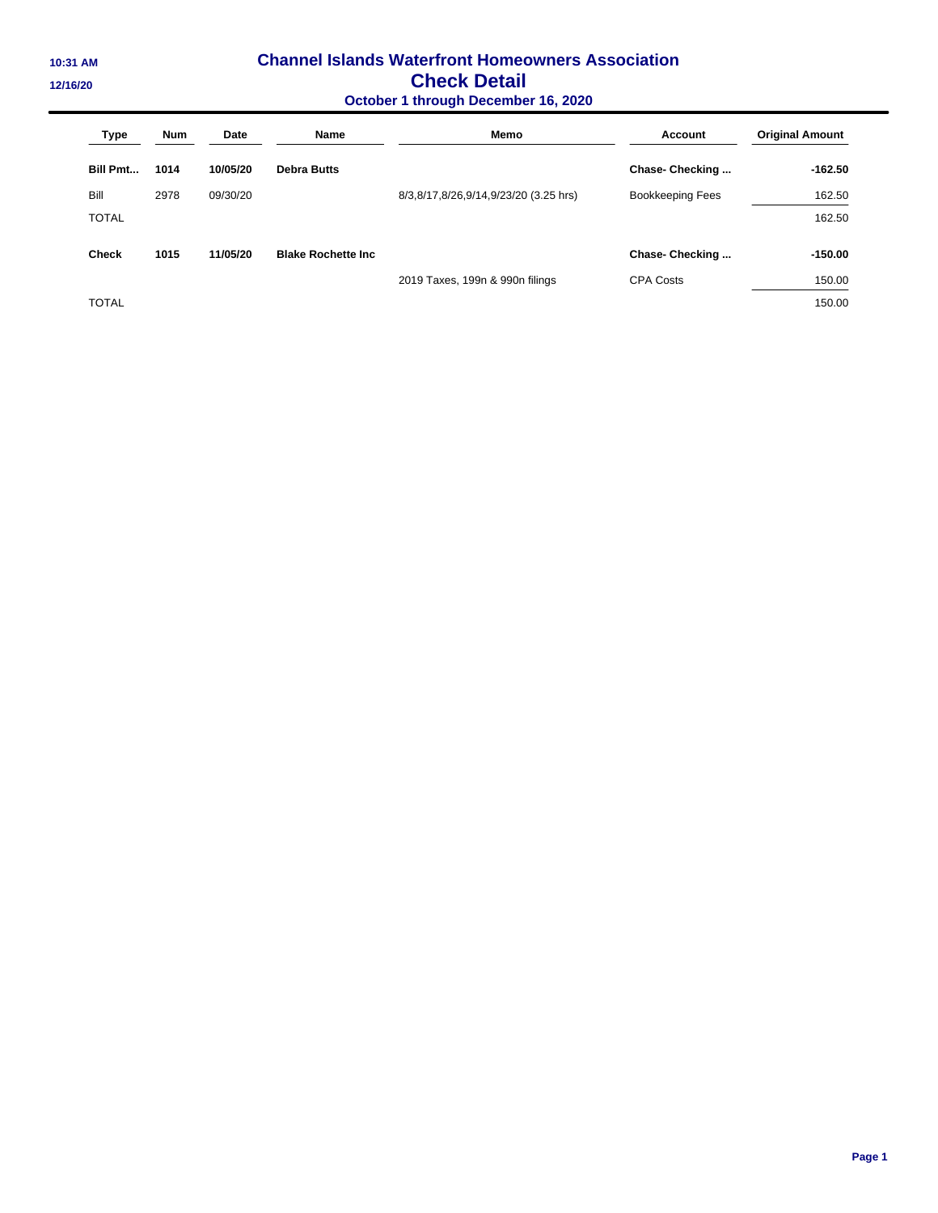# Channel Islands Waterfront Homeowners Association

## Check Detail

### October 1 through December 16, 2020

| Type | Num | Date | Name | Memo | Account | Original Amount |
|---|---|---|---|---|---|---|
| **Bill Pmt...** | **1014** | **10/05/20** | **Debra Butts** | | **Chase- Checking ...** | **-162.50** |
| Bill | 2978 | 09/30/20 | | 8/3,8/17,8/26,9/14,9/23/20 (3.25 hrs) | Bookkeeping Fees | 162.50 |
| TOTAL | | | | | | 162.50 |
| **Check** | **1015** | **11/05/20** | **Blake Rochette Inc** | | **Chase- Checking ...** | **-150.00** |
| | | | | 2019 Taxes, 199n & 990n filings | CPA Costs | 150.00 |
| TOTAL | | | | | | 150.00 |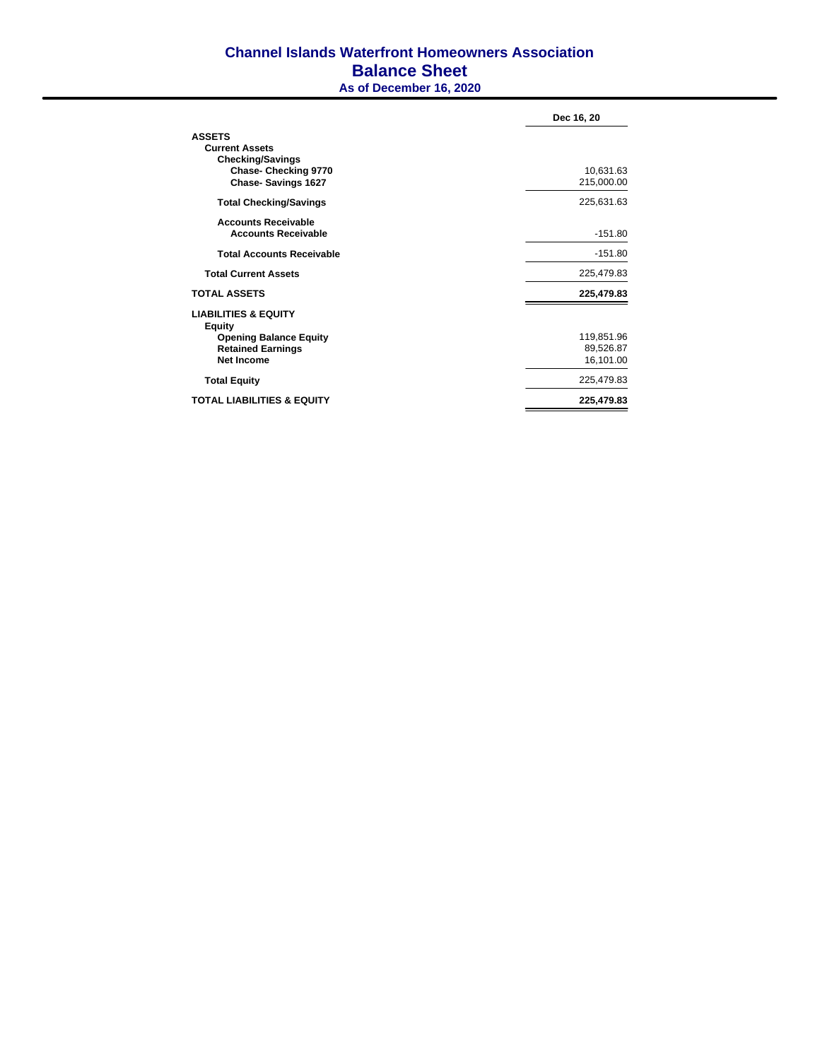# Channel Islands Waterfront Homeowners Association

## Balance Sheet

### As of December 16, 2020

| | Dec 16, 20 |
|---|---|
| **ASSETS** | |
| **Current Assets** | |
| **Checking/Savings** | |
| **Chase- Checking 9770** | 10,631.63 |
| **Chase- Savings 1627** | 215,000.00 |
| **Total Checking/Savings** | 225,631.63 |
| **Accounts Receivable** | |
| **Accounts Receivable** | -151.80 |
| **Total Accounts Receivable** | -151.80 |
| **Total Current Assets** | 225,479.83 |
| **TOTAL ASSETS** | **225,479.83** |
| **LIABILITIES & EQUITY** | |
| **Equity** | |
| **Opening Balance Equity** | 119,851.96 |
| **Retained Earnings** | 89,526.87 |
| **Net Income** | 16,101.00 |
| **Total Equity** | 225,479.83 |
| **TOTAL LIABILITIES & EQUITY** | **225,479.83** |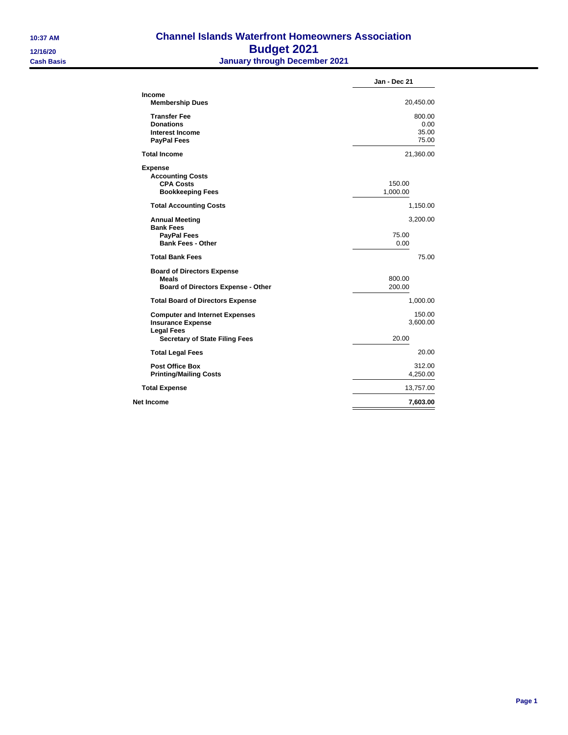# Channel Islands Waterfront Homeowners Association

## Budget 2021

### January through December 2021

10:37 AM
12/16/20
Cash Basis

| | | Jan - Dec 21 |
|---|---|---|
| **Income** | | |
| **Membership Dues** | | 20,450.00 |
| **Transfer Fee** | | 800.00 |
| **Donations** | | 0.00 |
| **Interest Income** | | 35.00 |
| **PayPal Fees** | | 75.00 |
| **Total Income** | | 21,360.00 |
| **Expense** | | |
| **Accounting Costs** | | |
| **CPA Costs** | 150.00 | |
| **Bookkeeping Fees** | 1,000.00 | |
| **Total Accounting Costs** | | 1,150.00 |
| **Annual Meeting** | | 3,200.00 |
| **Bank Fees** | | |
| **PayPal Fees** | 75.00 | |
| **Bank Fees - Other** | 0.00 | |
| **Total Bank Fees** | | 75.00 |
| **Board of Directors Expense** | | |
| **Meals** | 800.00 | |
| **Board of Directors Expense - Other** | 200.00 | |
| **Total Board of Directors Expense** | | 1,000.00 |
| **Computer and Internet Expenses** | | 150.00 |
| **Insurance Expense** | | 3,600.00 |
| **Legal Fees** | | |
| **Secretary of State Filing Fees** | 20.00 | |
| **Total Legal Fees** | | 20.00 |
| **Post Office Box** | | 312.00 |
| **Printing/Mailing Costs** | | 4,250.00 |
| **Total Expense** | | 13,757.00 |
| **Net Income** | | **7,603.00** |